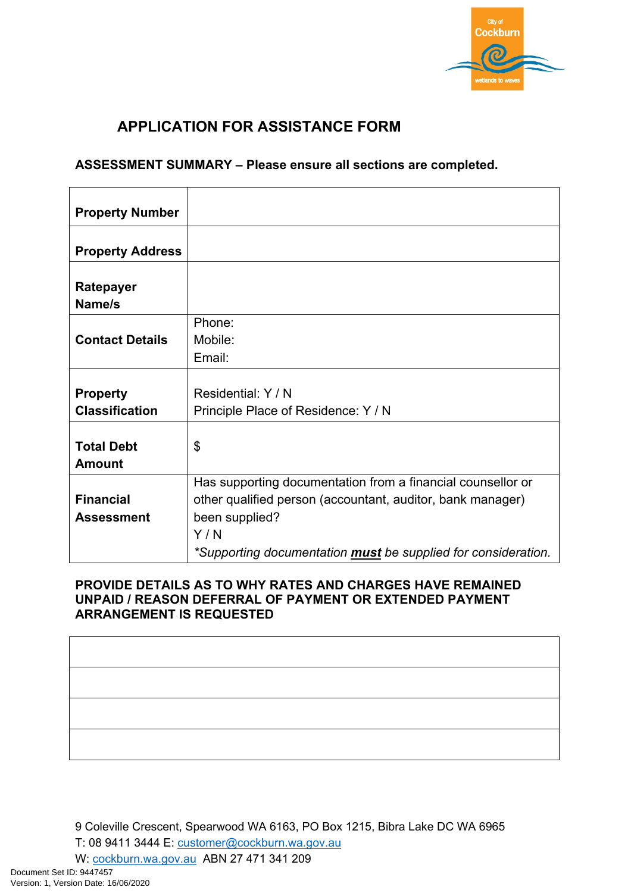# APPLICATION FOR ASSISTANCE FORM

**ASSESSMENT SUMMARY – Please ensure all sections are completed.**

| | |
|---|---|
| **Property Number** | |
| **Property Address** | |
| **Ratepayer Name/s** | |
| **Contact Details** | Phone:<br>Mobile:<br>Email: |
| **Property Classification** | Residential: Y / N<br>Principle Place of Residence: Y / N |
| **Total Debt Amount** | $ |
| **Financial Assessment** | Has supporting documentation from a financial counsellor or other qualified person (accountant, auditor, bank manager) been supplied?<br>Y / N<br>*\*Supporting documentation **must** be supplied for consideration.* |

**PROVIDE DETAILS AS TO WHY RATES AND CHARGES HAVE REMAINED UNPAID / REASON DEFERRAL OF PAYMENT OR EXTENDED PAYMENT ARRANGEMENT IS REQUESTED**

| |
|---|
| |
| |
| |
| |

9 Coleville Crescent, Spearwood WA 6163, PO Box 1215, Bibra Lake DC WA 6965
T: 08 9411 3444 E: customer@cockburn.wa.gov.au
W: cockburn.wa.gov.au ABN 27 471 341 209

Document Set ID: 9447457
Version: 1, Version Date: 16/06/2020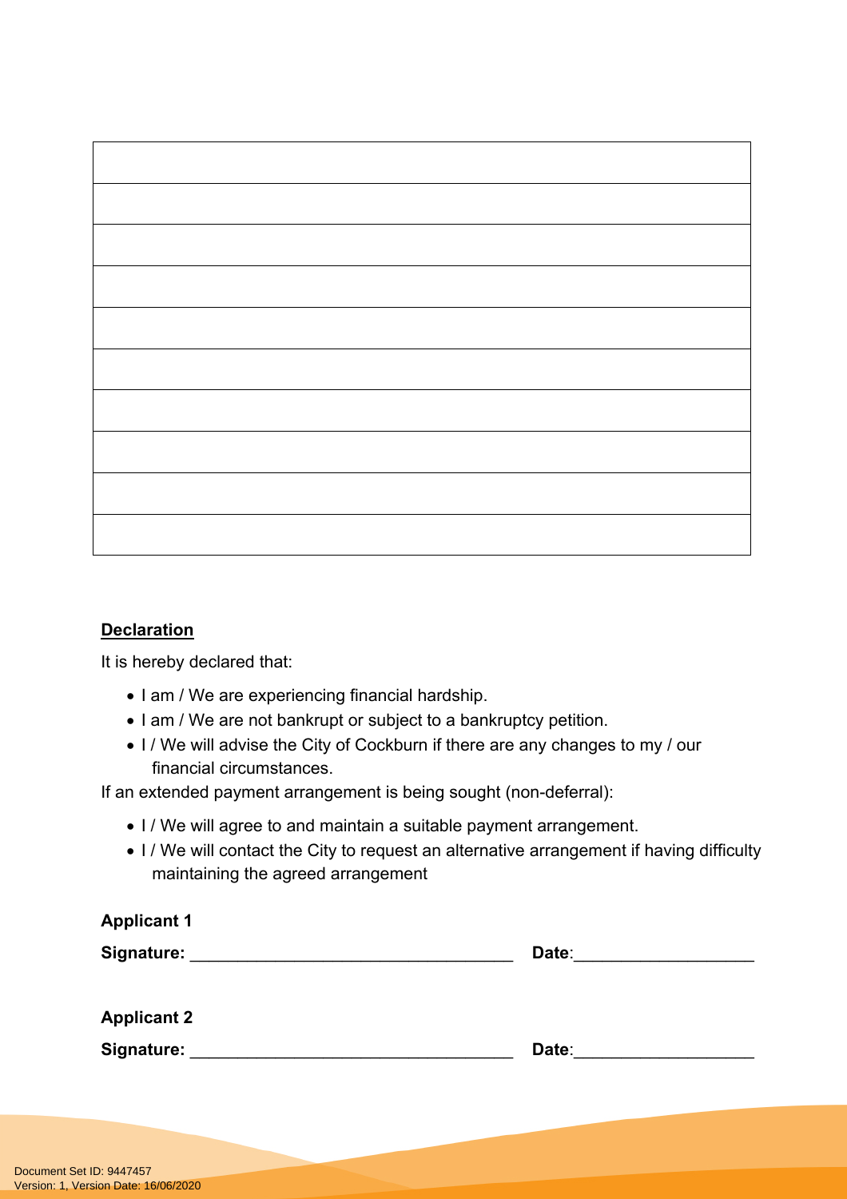| |
|---|
| |
| |
| |
| |
| |
| |
| |
| |
| |
| |

**Declaration**

It is hereby declared that:

- I am / We are experiencing financial hardship.
- I am / We are not bankrupt or subject to a bankruptcy petition.
- I / We will advise the City of Cockburn if there are any changes to my / our financial circumstances.

If an extended payment arrangement is being sought (non-deferral):

- I / We will agree to and maintain a suitable payment arrangement.
- I / We will contact the City to request an alternative arrangement if having difficulty maintaining the agreed arrangement

**Applicant 1**

**Signature:** ________________________________ **Date**:__________________

**Applicant 2**

**Signature:** ________________________________ **Date**:__________________

Document Set ID: 9447457
Version: 1, Version Date: 16/06/2020